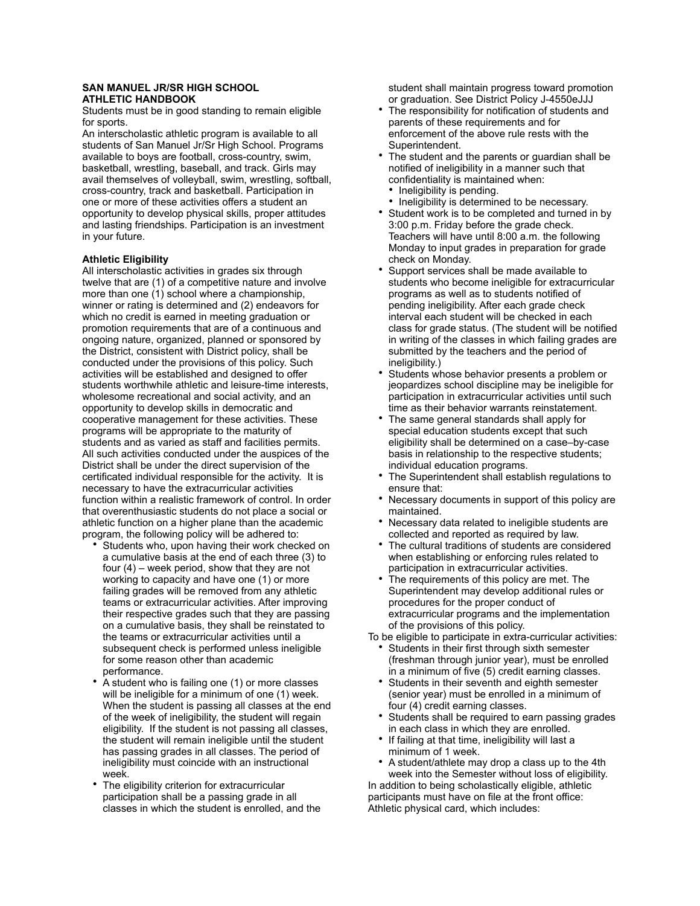**SAN MANUEL JR/SR HIGH SCHOOL**
**ATHLETIC HANDBOOK**

Students must be in good standing to remain eligible for sports.

An interscholastic athletic program is available to all students of San Manuel Jr/Sr High School. Programs available to boys are football, cross-country, swim, basketball, wrestling, baseball, and track. Girls may avail themselves of volleyball, swim, wrestling, softball, cross-country, track and basketball. Participation in one or more of these activities offers a student an opportunity to develop physical skills, proper attitudes and lasting friendships. Participation is an investment in your future.

**Athletic Eligibility**

All interscholastic activities in grades six through twelve that are (1) of a competitive nature and involve more than one (1) school where a championship, winner or rating is determined and (2) endeavors for which no credit is earned in meeting graduation or promotion requirements that are of a continuous and ongoing nature, organized, planned or sponsored by the District, consistent with District policy, shall be conducted under the provisions of this policy. Such activities will be established and designed to offer students worthwhile athletic and leisure-time interests, wholesome recreational and social activity, and an opportunity to develop skills in democratic and cooperative management for these activities. These programs will be appropriate to the maturity of students and as varied as staff and facilities permits. All such activities conducted under the auspices of the District shall be under the direct supervision of the certificated individual responsible for the activity. It is necessary to have the extracurricular activities function within a realistic framework of control. In order that overenthusiastic students do not place a social or athletic function on a higher plane than the academic program, the following policy will be adhered to:

- Students who, upon having their work checked on a cumulative basis at the end of each three (3) to four (4) – week period, show that they are not working to capacity and have one (1) or more failing grades will be removed from any athletic teams or extracurricular activities. After improving their respective grades such that they are passing on a cumulative basis, they shall be reinstated to the teams or extracurricular activities until a subsequent check is performed unless ineligible for some reason other than academic performance.
- A student who is failing one (1) or more classes will be ineligible for a minimum of one (1) week. When the student is passing all classes at the end of the week of ineligibility, the student will regain eligibility. If the student is not passing all classes, the student will remain ineligible until the student has passing grades in all classes. The period of ineligibility must coincide with an instructional week.
- The eligibility criterion for extracurricular participation shall be a passing grade in all classes in which the student is enrolled, and the student shall maintain progress toward promotion or graduation. See District Policy J-4550eJJJ
- The responsibility for notification of students and parents of these requirements and for enforcement of the above rule rests with the Superintendent.
- The student and the parents or guardian shall be notified of ineligibility in a manner such that confidentiality is maintained when:
  - Ineligibility is pending.
  - Ineligibility is determined to be necessary.
- Student work is to be completed and turned in by 3:00 p.m. Friday before the grade check. Teachers will have until 8:00 a.m. the following Monday to input grades in preparation for grade check on Monday.
- Support services shall be made available to students who become ineligible for extracurricular programs as well as to students notified of pending ineligibility. After each grade check interval each student will be checked in each class for grade status. (The student will be notified in writing of the classes in which failing grades are submitted by the teachers and the period of ineligibility.)
- Students whose behavior presents a problem or jeopardizes school discipline may be ineligible for participation in extracurricular activities until such time as their behavior warrants reinstatement.
- The same general standards shall apply for special education students except that such eligibility shall be determined on a case–by-case basis in relationship to the respective students; individual education programs.
- The Superintendent shall establish regulations to ensure that:
- Necessary documents in support of this policy are maintained.
- Necessary data related to ineligible students are collected and reported as required by law.
- The cultural traditions of students are considered when establishing or enforcing rules related to participation in extracurricular activities.
- The requirements of this policy are met. The Superintendent may develop additional rules or procedures for the proper conduct of extracurricular programs and the implementation of the provisions of this policy.

To be eligible to participate in extra-curricular activities:

- Students in their first through sixth semester (freshman through junior year), must be enrolled in a minimum of five (5) credit earning classes.
- Students in their seventh and eighth semester (senior year) must be enrolled in a minimum of four (4) credit earning classes.
- Students shall be required to earn passing grades in each class in which they are enrolled.
- If failing at that time, ineligibility will last a minimum of 1 week.
- A student/athlete may drop a class up to the 4th week into the Semester without loss of eligibility.

In addition to being scholastically eligible, athletic participants must have on file at the front office:

Athletic physical card, which includes: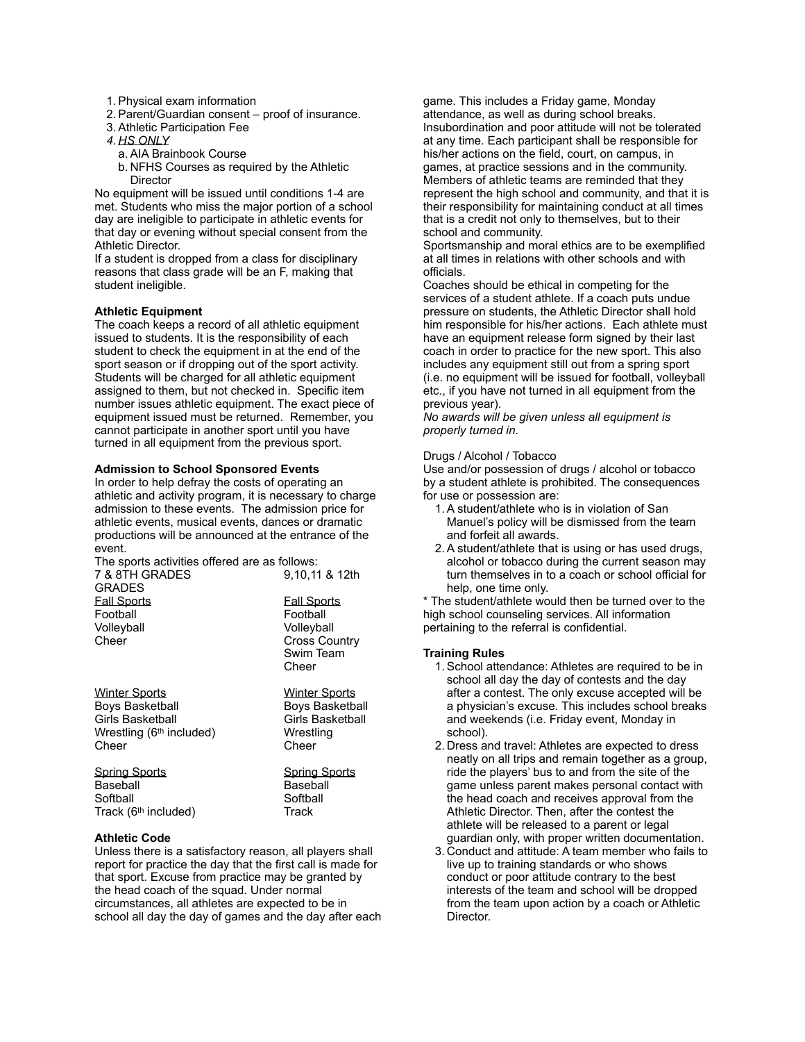1. Physical exam information
2. Parent/Guardian consent – proof of insurance.
3. Athletic Participation Fee
4. *HS ONLY*
   a. AIA Brainbook Course
   b. NFHS Courses as required by the Athletic Director

No equipment will be issued until conditions 1-4 are met. Students who miss the major portion of a school day are ineligible to participate in athletic events for that day or evening without special consent from the Athletic Director.

If a student is dropped from a class for disciplinary reasons that class grade will be an F, making that student ineligible.

**Athletic Equipment**

The coach keeps a record of all athletic equipment issued to students. It is the responsibility of each student to check the equipment in at the end of the sport season or if dropping out of the sport activity. Students will be charged for all athletic equipment assigned to them, but not checked in. Specific item number issues athletic equipment. The exact piece of equipment issued must be returned. Remember, you cannot participate in another sport until you have turned in all equipment from the previous sport.

**Admission to School Sponsored Events**

In order to help defray the costs of operating an athletic and activity program, it is necessary to charge admission to these events. The admission price for athletic events, musical events, dances or dramatic productions will be announced at the entrance of the event.

The sports activities offered are as follows:

| 7 & 8TH GRADES | 9,10,11 & 12th GRADES |
|---|---|
| Fall Sports | Fall Sports |
| Football | Football |
| Volleyball | Volleyball |
| Cheer | Cross Country |
| | Swim Team |
| | Cheer |
| Winter Sports | Winter Sports |
| Boys Basketball | Boys Basketball |
| Girls Basketball | Girls Basketball |
| Wrestling (6th included) | Wrestling |
| Cheer | Cheer |
| Spring Sports | Spring Sports |
| Baseball | Baseball |
| Softball | Softball |
| Track (6th included) | Track |

**Athletic Code**

Unless there is a satisfactory reason, all players shall report for practice the day that the first call is made for that sport. Excuse from practice may be granted by the head coach of the squad. Under normal circumstances, all athletes are expected to be in school all day the day of games and the day after each game. This includes a Friday game, Monday attendance, as well as during school breaks.

Insubordination and poor attitude will not be tolerated at any time. Each participant shall be responsible for his/her actions on the field, court, on campus, in games, at practice sessions and in the community. Members of athletic teams are reminded that they represent the high school and community, and that it is their responsibility for maintaining conduct at all times that is a credit not only to themselves, but to their school and community.

Sportsmanship and moral ethics are to be exemplified at all times in relations with other schools and with officials.

Coaches should be ethical in competing for the services of a student athlete. If a coach puts undue pressure on students, the Athletic Director shall hold him responsible for his/her actions. Each athlete must have an equipment release form signed by their last coach in order to practice for the new sport. This also includes any equipment still out from a spring sport (i.e. no equipment will be issued for football, volleyball etc., if you have not turned in all equipment from the previous year).

*No awards will be given unless all equipment is properly turned in.*

Drugs / Alcohol / Tobacco

Use and/or possession of drugs / alcohol or tobacco by a student athlete is prohibited. The consequences for use or possession are:

1. A student/athlete who is in violation of San Manuel's policy will be dismissed from the team and forfeit all awards.
2. A student/athlete that is using or has used drugs, alcohol or tobacco during the current season may turn themselves in to a coach or school official for help, one time only.

\* The student/athlete would then be turned over to the high school counseling services. All information pertaining to the referral is confidential.

**Training Rules**

1. School attendance: Athletes are required to be in school all day the day of contests and the day after a contest. The only excuse accepted will be a physician's excuse. This includes school breaks and weekends (i.e. Friday event, Monday in school).
2. Dress and travel: Athletes are expected to dress neatly on all trips and remain together as a group, ride the players' bus to and from the site of the game unless parent makes personal contact with the head coach and receives approval from the Athletic Director. Then, after the contest the athlete will be released to a parent or legal guardian only, with proper written documentation.
3. Conduct and attitude: A team member who fails to live up to training standards or who shows conduct or poor attitude contrary to the best interests of the team and school will be dropped from the team upon action by a coach or Athletic Director.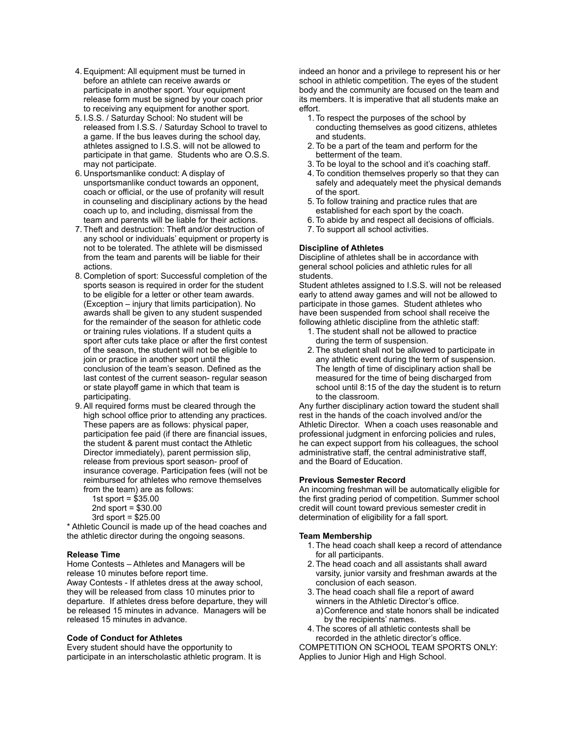4. Equipment: All equipment must be turned in before an athlete can receive awards or participate in another sport. Your equipment release form must be signed by your coach prior to receiving any equipment for another sport.
5. I.S.S. / Saturday School: No student will be released from I.S.S. / Saturday School to travel to a game. If the bus leaves during the school day, athletes assigned to I.S.S. will not be allowed to participate in that game. Students who are O.S.S. may not participate.
6. Unsportsmanlike conduct: A display of unsportsmanlike conduct towards an opponent, coach or official, or the use of profanity will result in counseling and disciplinary actions by the head coach up to, and including, dismissal from the team and parents will be liable for their actions.
7. Theft and destruction: Theft and/or destruction of any school or individuals' equipment or property is not to be tolerated. The athlete will be dismissed from the team and parents will be liable for their actions.
8. Completion of sport: Successful completion of the sports season is required in order for the student to be eligible for a letter or other team awards. (Exception – injury that limits participation). No awards shall be given to any student suspended for the remainder of the season for athletic code or training rules violations. If a student quits a sport after cuts take place or after the first contest of the season, the student will not be eligible to join or practice in another sport until the conclusion of the team's season. Defined as the last contest of the current season- regular season or state playoff game in which that team is participating.
9. All required forms must be cleared through the high school office prior to attending any practices. These papers are as follows: physical paper, participation fee paid (if there are financial issues, the student & parent must contact the Athletic Director immediately), parent permission slip, release from previous sport season- proof of insurance coverage. Participation fees (will not be reimbursed for athletes who remove themselves from the team) are as follows:
   1st sport = $35.00
   2nd sport = $30.00
   3rd sport = $25.00

* Athletic Council is made up of the head coaches and the athletic director during the ongoing seasons.

**Release Time**

Home Contests – Athletes and Managers will be release 10 minutes before report time.
Away Contests - If athletes dress at the away school, they will be released from class 10 minutes prior to departure. If athletes dress before departure, they will be released 15 minutes in advance. Managers will be released 15 minutes in advance.

**Code of Conduct for Athletes**

Every student should have the opportunity to participate in an interscholastic athletic program. It is indeed an honor and a privilege to represent his or her school in athletic competition. The eyes of the student body and the community are focused on the team and its members. It is imperative that all students make an effort.

1. To respect the purposes of the school by conducting themselves as good citizens, athletes and students.
2. To be a part of the team and perform for the betterment of the team.
3. To be loyal to the school and it's coaching staff.
4. To condition themselves properly so that they can safely and adequately meet the physical demands of the sport.
5. To follow training and practice rules that are established for each sport by the coach.
6. To abide by and respect all decisions of officials.
7. To support all school activities.

**Discipline of Athletes**

Discipline of athletes shall be in accordance with general school policies and athletic rules for all students.
Student athletes assigned to I.S.S. will not be released early to attend away games and will not be allowed to participate in those games. Student athletes who have been suspended from school shall receive the following athletic discipline from the athletic staff:

1. The student shall not be allowed to practice during the term of suspension.
2. The student shall not be allowed to participate in any athletic event during the term of suspension. The length of time of disciplinary action shall be measured for the time of being discharged from school until 8:15 of the day the student is to return to the classroom.

Any further disciplinary action toward the student shall rest in the hands of the coach involved and/or the Athletic Director. When a coach uses reasonable and professional judgment in enforcing policies and rules, he can expect support from his colleagues, the school administrative staff, the central administrative staff, and the Board of Education.

**Previous Semester Record**

An incoming freshman will be automatically eligible for the first grading period of competition. Summer school credit will count toward previous semester credit in determination of eligibility for a fall sport.

**Team Membership**

1. The head coach shall keep a record of attendance for all participants.
2. The head coach and all assistants shall award varsity, junior varsity and freshman awards at the conclusion of each season.
3. The head coach shall file a report of award winners in the Athletic Director's office.
   a) Conference and state honors shall be indicated by the recipients' names.
4. The scores of all athletic contests shall be recorded in the athletic director's office.

COMPETITION ON SCHOOL TEAM SPORTS ONLY: Applies to Junior High and High School.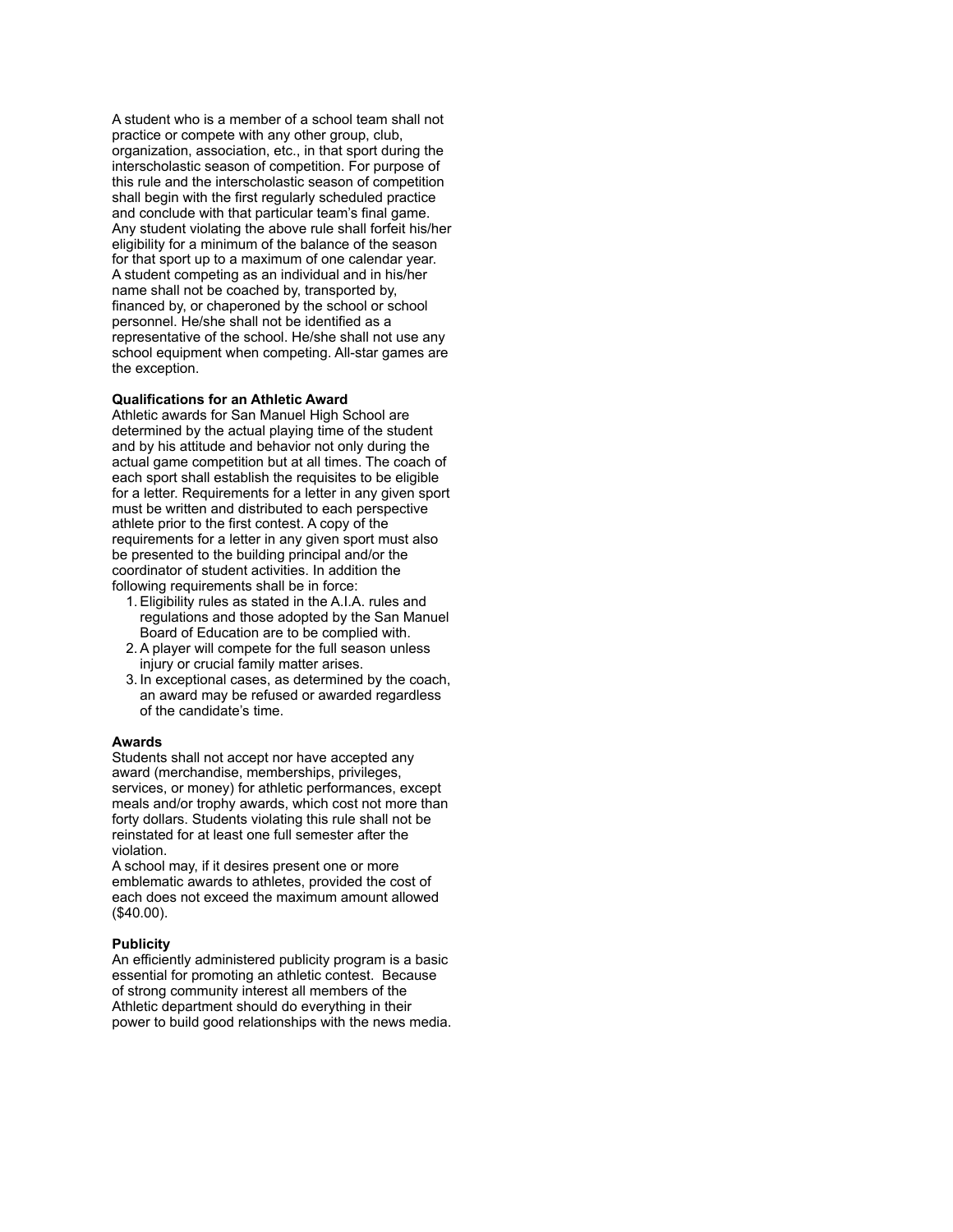A student who is a member of a school team shall not practice or compete with any other group, club, organization, association, etc., in that sport during the interscholastic season of competition. For purpose of this rule and the interscholastic season of competition shall begin with the first regularly scheduled practice and conclude with that particular team's final game. Any student violating the above rule shall forfeit his/her eligibility for a minimum of the balance of the season for that sport up to a maximum of one calendar year. A student competing as an individual and in his/her name shall not be coached by, transported by, financed by, or chaperoned by the school or school personnel. He/she shall not be identified as a representative of the school. He/she shall not use any school equipment when competing. All-star games are the exception.

**Qualifications for an Athletic Award**

Athletic awards for San Manuel High School are determined by the actual playing time of the student and by his attitude and behavior not only during the actual game competition but at all times. The coach of each sport shall establish the requisites to be eligible for a letter. Requirements for a letter in any given sport must be written and distributed to each perspective athlete prior to the first contest. A copy of the requirements for a letter in any given sport must also be presented to the building principal and/or the coordinator of student activities. In addition the following requirements shall be in force:

1. Eligibility rules as stated in the A.I.A. rules and regulations and those adopted by the San Manuel Board of Education are to be complied with.
2. A player will compete for the full season unless injury or crucial family matter arises.
3. In exceptional cases, as determined by the coach, an award may be refused or awarded regardless of the candidate's time.

**Awards**

Students shall not accept nor have accepted any award (merchandise, memberships, privileges, services, or money) for athletic performances, except meals and/or trophy awards, which cost not more than forty dollars. Students violating this rule shall not be reinstated for at least one full semester after the violation.

A school may, if it desires present one or more emblematic awards to athletes, provided the cost of each does not exceed the maximum amount allowed ($40.00).

**Publicity**

An efficiently administered publicity program is a basic essential for promoting an athletic contest. Because of strong community interest all members of the Athletic department should do everything in their power to build good relationships with the news media.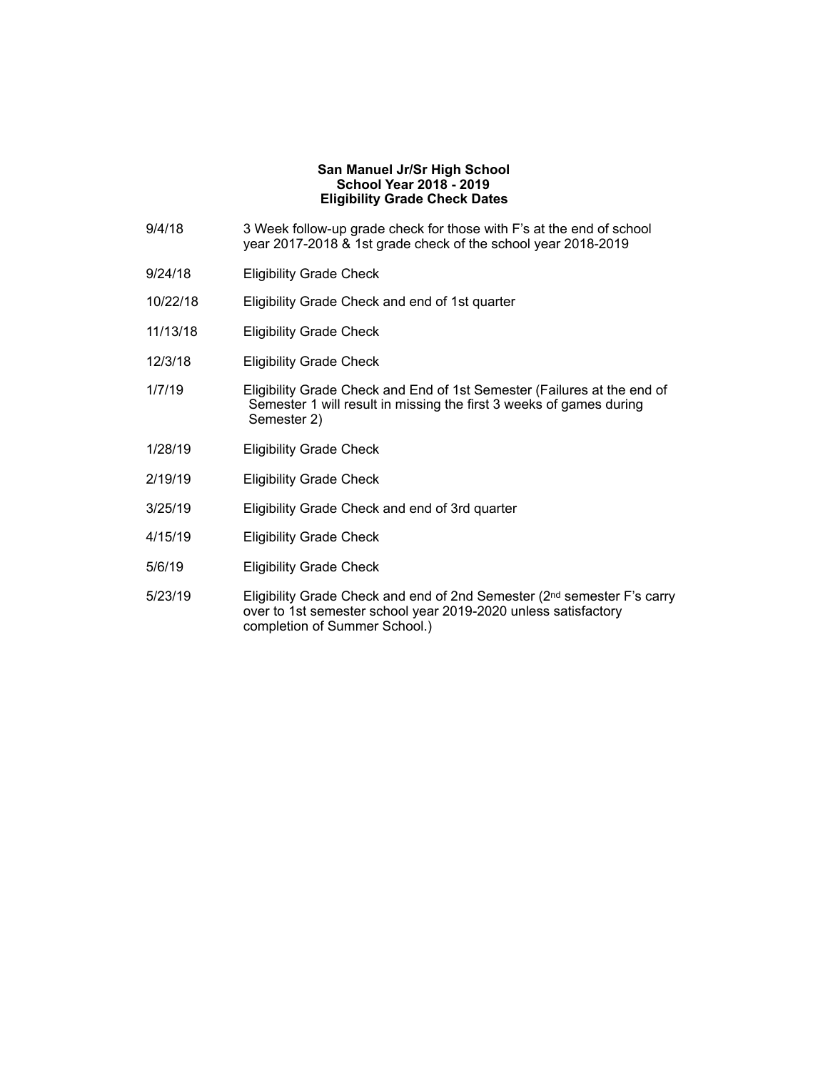**San Manuel Jr/Sr High School**
**School Year 2018 - 2019**
**Eligibility Grade Check Dates**

| | |
|---|---|
| 9/4/18 | 3 Week follow-up grade check for those with F's at the end of school year 2017-2018 & 1st grade check of the school year 2018-2019 |
| 9/24/18 | Eligibility Grade Check |
| 10/22/18 | Eligibility Grade Check and end of 1st quarter |
| 11/13/18 | Eligibility Grade Check |
| 12/3/18 | Eligibility Grade Check |
| 1/7/19 | Eligibility Grade Check and End of 1st Semester (Failures at the end of Semester 1 will result in missing the first 3 weeks of games during Semester 2) |
| 1/28/19 | Eligibility Grade Check |
| 2/19/19 | Eligibility Grade Check |
| 3/25/19 | Eligibility Grade Check and end of 3rd quarter |
| 4/15/19 | Eligibility Grade Check |
| 5/6/19 | Eligibility Grade Check |
| 5/23/19 | Eligibility Grade Check and end of 2nd Semester (2nd semester F's carry over to 1st semester school year 2019-2020 unless satisfactory completion of Summer School.) |